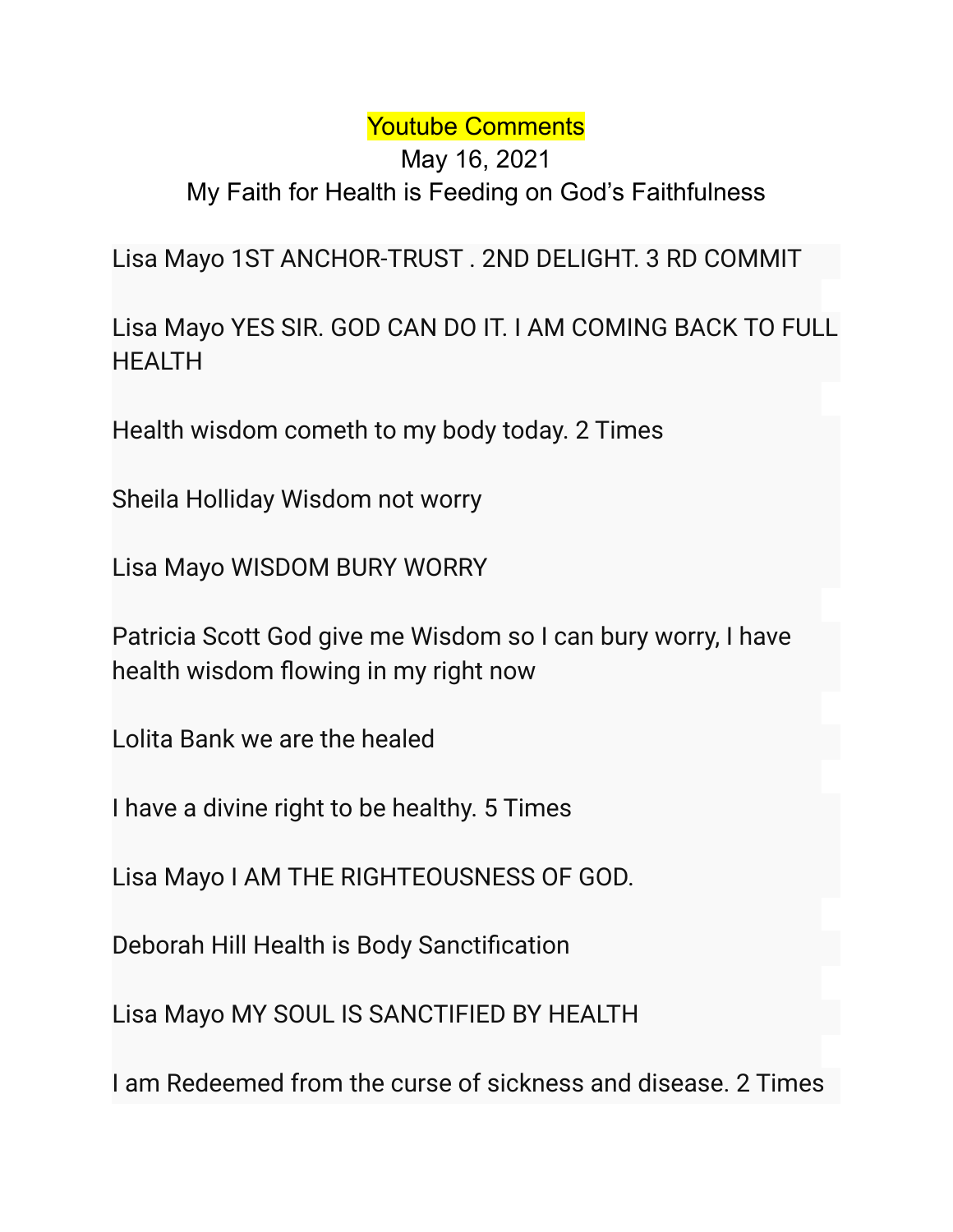# Youtube Comments

May 16, 2021

My Faith for Health is Feeding on God's Faithfulness

Lisa Mayo 1ST ANCHOR-TRUST . 2ND DELIGHT. 3 RD COMMIT

Lisa Mayo YES SIR. GOD CAN DO IT. I AM COMING BACK TO FULL HEALTH

Health wisdom cometh to my body today. 2 Times

Sheila Holliday Wisdom not worry

Lisa Mayo WISDOM BURY WORRY

Patricia Scott God give me Wisdom so I can bury worry, I have health wisdom flowing in my right now

Lolita Bank we are the healed

I have a divine right to be healthy. 5 Times

Lisa Mayo I AM THE RIGHTEOUSNESS OF GOD.

Deborah Hill Health is Body Sanctification

Lisa Mayo MY SOUL IS SANCTIFIED BY HEALTH

I am Redeemed from the curse of sickness and disease. 2 Times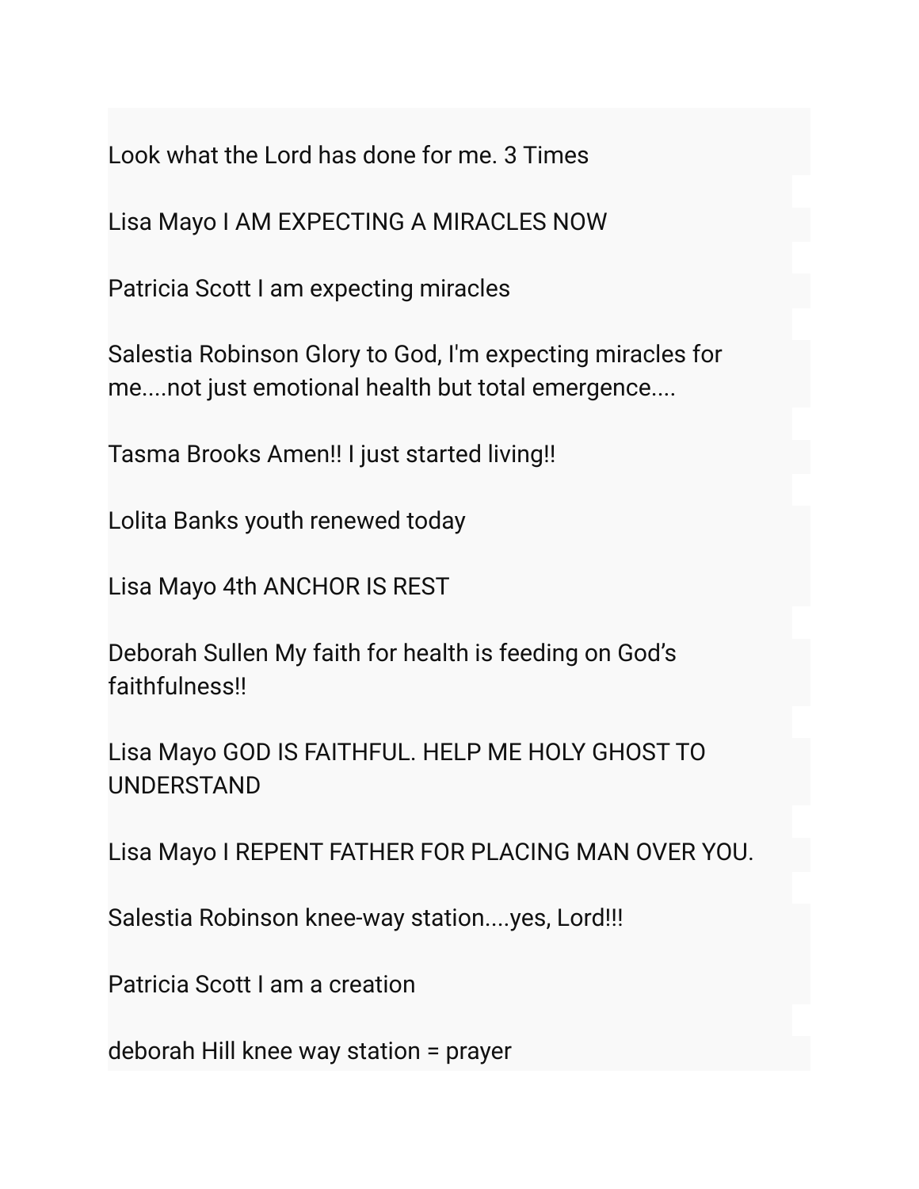Look what the Lord has done for me. 3 Times

Lisa Mayo I AM EXPECTING A MIRACLES NOW

Patricia Scott I am expecting miracles

Salestia Robinson Glory to God, I'm expecting miracles for me....not just emotional health but total emergence....

Tasma Brooks Amen!! I just started living!!

Lolita Banks youth renewed today

Lisa Mayo 4th ANCHOR IS REST

Deborah Sullen My faith for health is feeding on God's faithfulness!!

Lisa Mayo GOD IS FAITHFUL. HELP ME HOLY GHOST TO UNDERSTAND

Lisa Mayo I REPENT FATHER FOR PLACING MAN OVER YOU.

Salestia Robinson knee-way station....yes, Lord!!!

Patricia Scott I am a creation

deborah Hill knee way station = prayer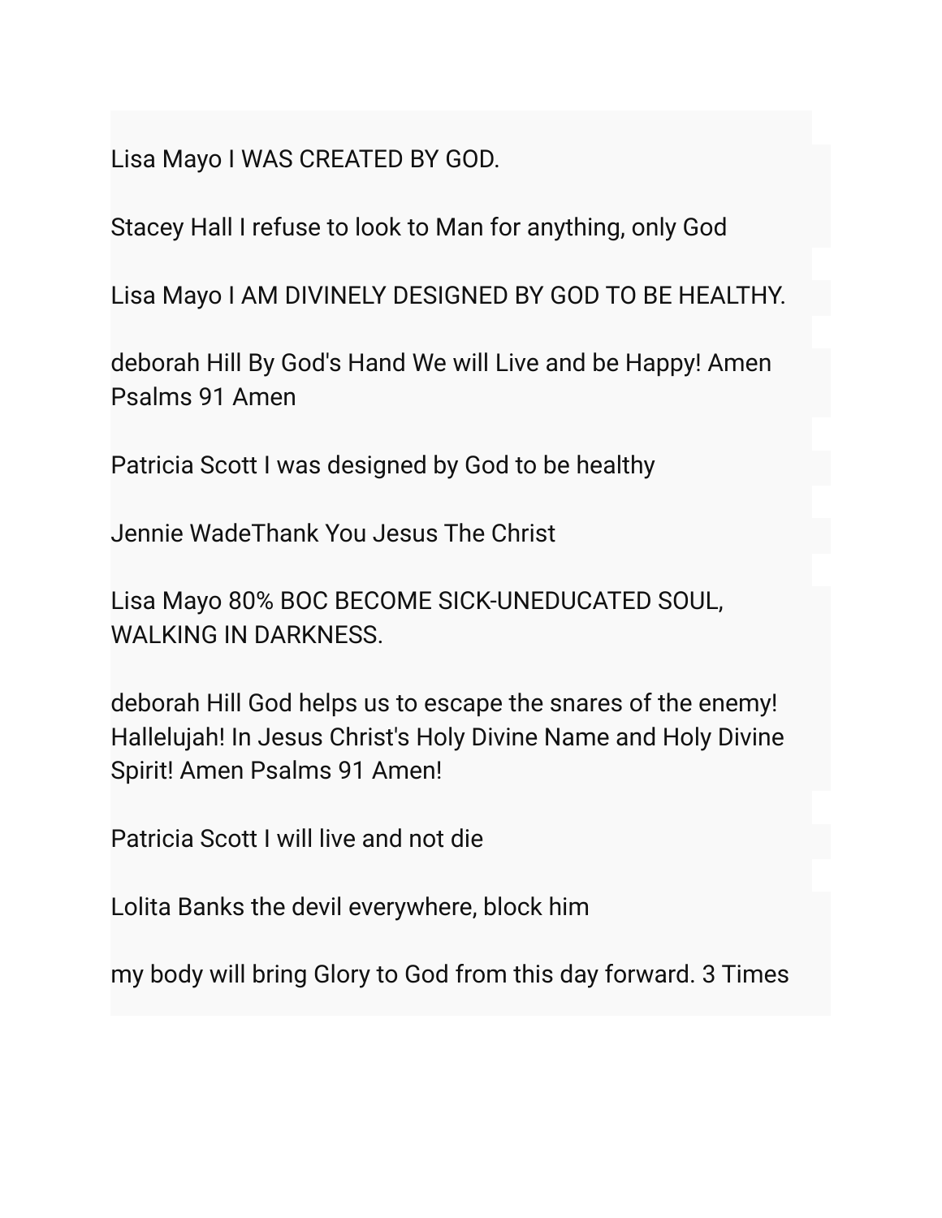Lisa Mayo I WAS CREATED BY GOD.

Stacey Hall I refuse to look to Man for anything, only God

Lisa Mayo I AM DIVINELY DESIGNED BY GOD TO BE HEALTHY.

deborah Hill By God's Hand We will Live and be Happy! Amen Psalms 91 Amen

Patricia Scott I was designed by God to be healthy

Jennie WadeThank You Jesus The Christ

Lisa Mayo 80% BOC BECOME SICK-UNEDUCATED SOUL, WALKING IN DARKNESS.

deborah Hill God helps us to escape the snares of the enemy! Hallelujah! In Jesus Christ's Holy Divine Name and Holy Divine Spirit! Amen Psalms 91 Amen!

Patricia Scott I will live and not die

Lolita Banks the devil everywhere, block him

my body will bring Glory to God from this day forward. 3 Times